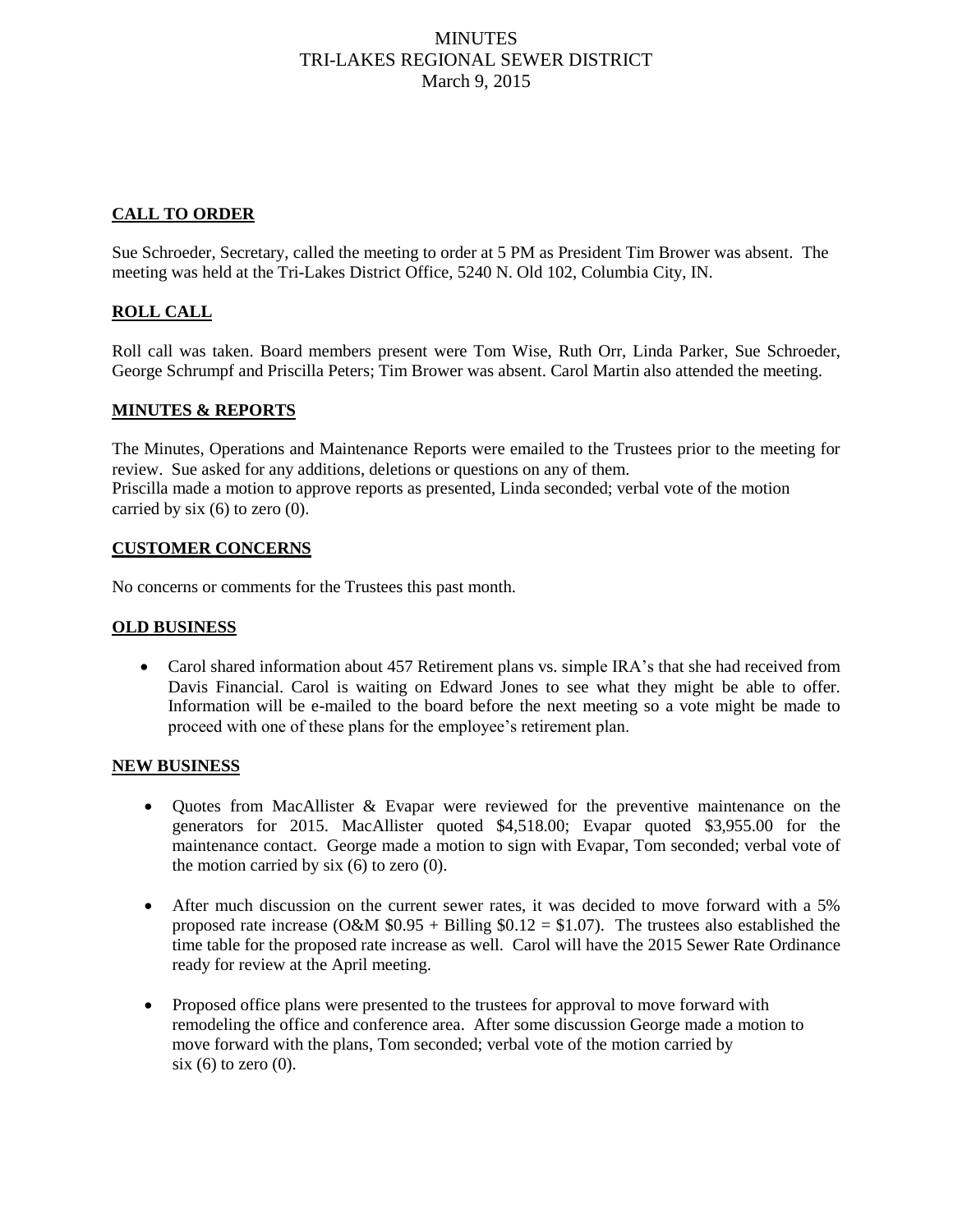# MINUTES
# TRI-LAKES REGIONAL SEWER DISTRICT
# March 9, 2015

## CALL TO ORDER

Sue Schroeder, Secretary, called the meeting to order at 5 PM as President Tim Brower was absent. The meeting was held at the Tri-Lakes District Office, 5240 N. Old 102, Columbia City, IN.

## ROLL CALL

Roll call was taken. Board members present were Tom Wise, Ruth Orr, Linda Parker, Sue Schroeder, George Schrumpf and Priscilla Peters; Tim Brower was absent. Carol Martin also attended the meeting.

## MINUTES & REPORTS

The Minutes, Operations and Maintenance Reports were emailed to the Trustees prior to the meeting for review. Sue asked for any additions, deletions or questions on any of them.
Priscilla made a motion to approve reports as presented, Linda seconded; verbal vote of the motion carried by six (6) to zero (0).

## CUSTOMER CONCERNS

No concerns or comments for the Trustees this past month.

## OLD BUSINESS

- Carol shared information about 457 Retirement plans vs. simple IRA's that she had received from Davis Financial. Carol is waiting on Edward Jones to see what they might be able to offer. Information will be e-mailed to the board before the next meeting so a vote might be made to proceed with one of these plans for the employee's retirement plan.

## NEW BUSINESS

- Quotes from MacAllister & Evapar were reviewed for the preventive maintenance on the generators for 2015. MacAllister quoted $4,518.00; Evapar quoted $3,955.00 for the maintenance contact. George made a motion to sign with Evapar, Tom seconded; verbal vote of the motion carried by six (6) to zero (0).

- After much discussion on the current sewer rates, it was decided to move forward with a 5% proposed rate increase (O&M $0.95 + Billing $0.12 = $1.07). The trustees also established the time table for the proposed rate increase as well. Carol will have the 2015 Sewer Rate Ordinance ready for review at the April meeting.

- Proposed office plans were presented to the trustees for approval to move forward with remodeling the office and conference area. After some discussion George made a motion to move forward with the plans, Tom seconded; verbal vote of the motion carried by six (6) to zero (0).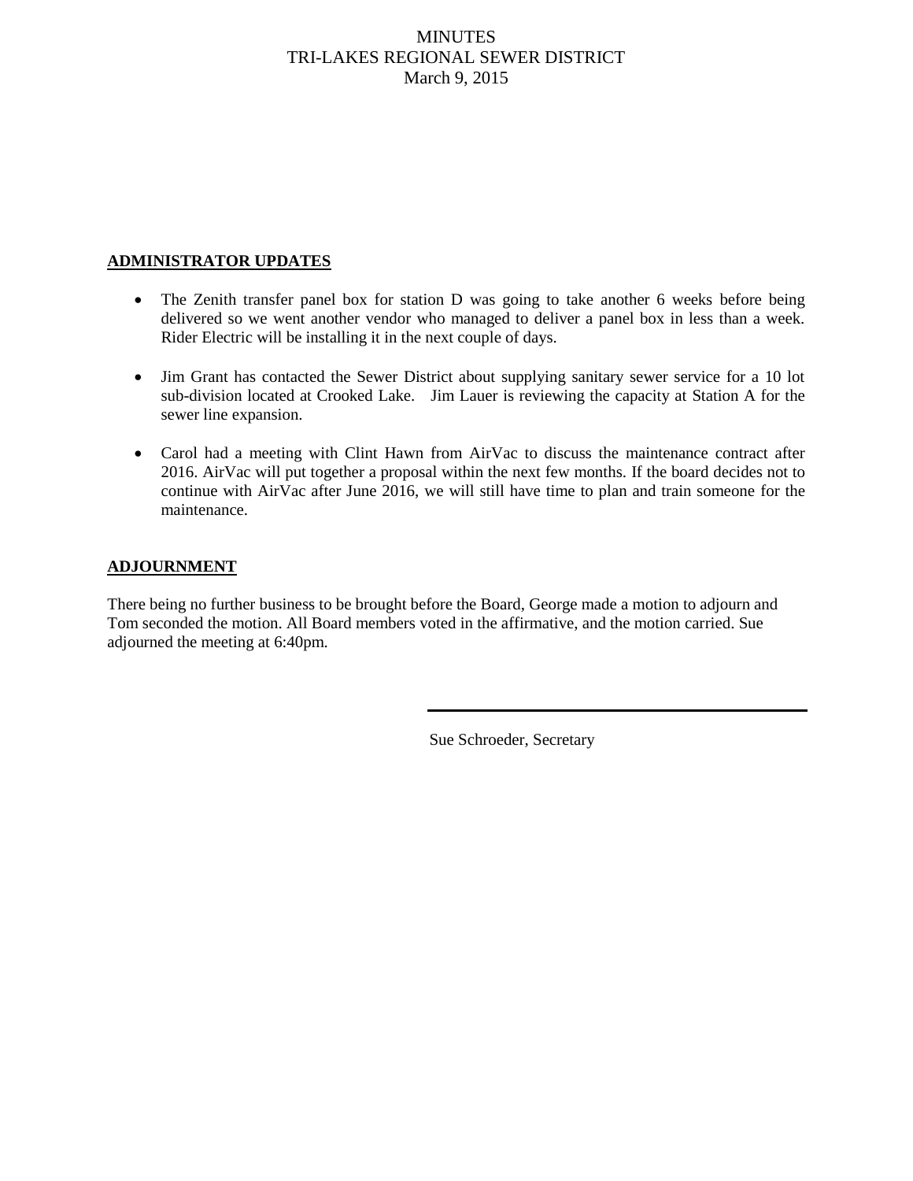MINUTES
TRI-LAKES REGIONAL SEWER DISTRICT
March 9, 2015

## ADMINISTRATOR UPDATES

- The Zenith transfer panel box for station D was going to take another 6 weeks before being delivered so we went another vendor who managed to deliver a panel box in less than a week. Rider Electric will be installing it in the next couple of days.

- Jim Grant has contacted the Sewer District about supplying sanitary sewer service for a 10 lot sub-division located at Crooked Lake. Jim Lauer is reviewing the capacity at Station A for the sewer line expansion.

- Carol had a meeting with Clint Hawn from AirVac to discuss the maintenance contract after 2016. AirVac will put together a proposal within the next few months. If the board decides not to continue with AirVac after June 2016, we will still have time to plan and train someone for the maintenance.

## ADJOURNMENT

There being no further business to be brought before the Board, George made a motion to adjourn and Tom seconded the motion. All Board members voted in the affirmative, and the motion carried. Sue adjourned the meeting at 6:40pm.

Sue Schroeder, Secretary